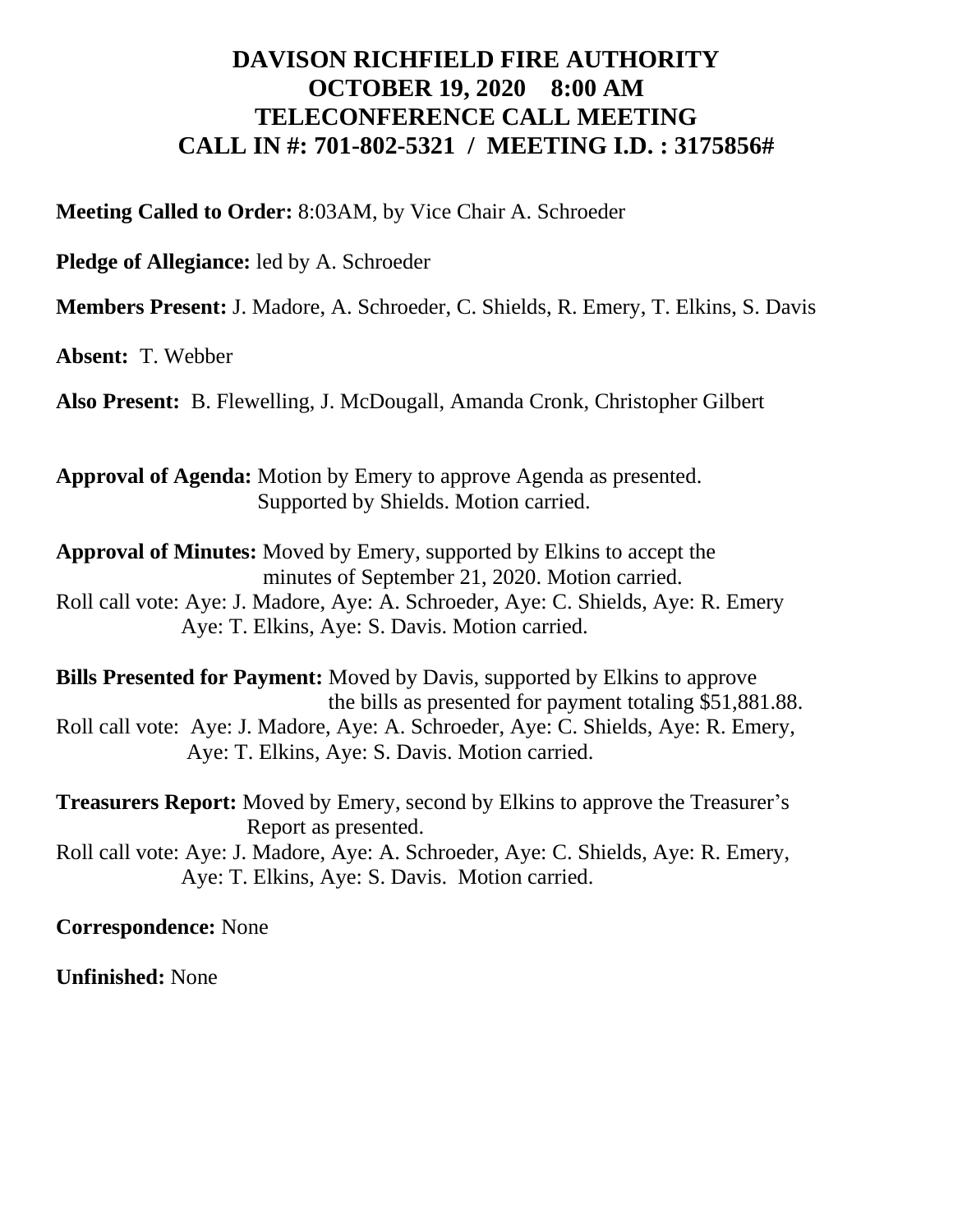# DAVISON RICHFIELD FIRE AUTHORITY
# OCTOBER 19, 2020 8:00 AM
# TELECONFERENCE CALL MEETING
# CALL IN #: 701-802-5321 / MEETING I.D. : 3175856#

**Meeting Called to Order:** 8:03AM, by Vice Chair A. Schroeder

**Pledge of Allegiance:** led by A. Schroeder

**Members Present:** J. Madore, A. Schroeder, C. Shields, R. Emery, T. Elkins, S. Davis

**Absent:** T. Webber

**Also Present:** B. Flewelling, J. McDougall, Amanda Cronk, Christopher Gilbert

**Approval of Agenda:** Motion by Emery to approve Agenda as presented. Supported by Shields. Motion carried.

**Approval of Minutes:** Moved by Emery, supported by Elkins to accept the minutes of September 21, 2020. Motion carried.
Roll call vote: Aye: J. Madore, Aye: A. Schroeder, Aye: C. Shields, Aye: R. Emery Aye: T. Elkins, Aye: S. Davis. Motion carried.

**Bills Presented for Payment:** Moved by Davis, supported by Elkins to approve the bills as presented for payment totaling $51,881.88.
Roll call vote: Aye: J. Madore, Aye: A. Schroeder, Aye: C. Shields, Aye: R. Emery, Aye: T. Elkins, Aye: S. Davis. Motion carried.

**Treasurers Report:** Moved by Emery, second by Elkins to approve the Treasurer's Report as presented.
Roll call vote: Aye: J. Madore, Aye: A. Schroeder, Aye: C. Shields, Aye: R. Emery, Aye: T. Elkins, Aye: S. Davis. Motion carried.

**Correspondence:** None

**Unfinished:** None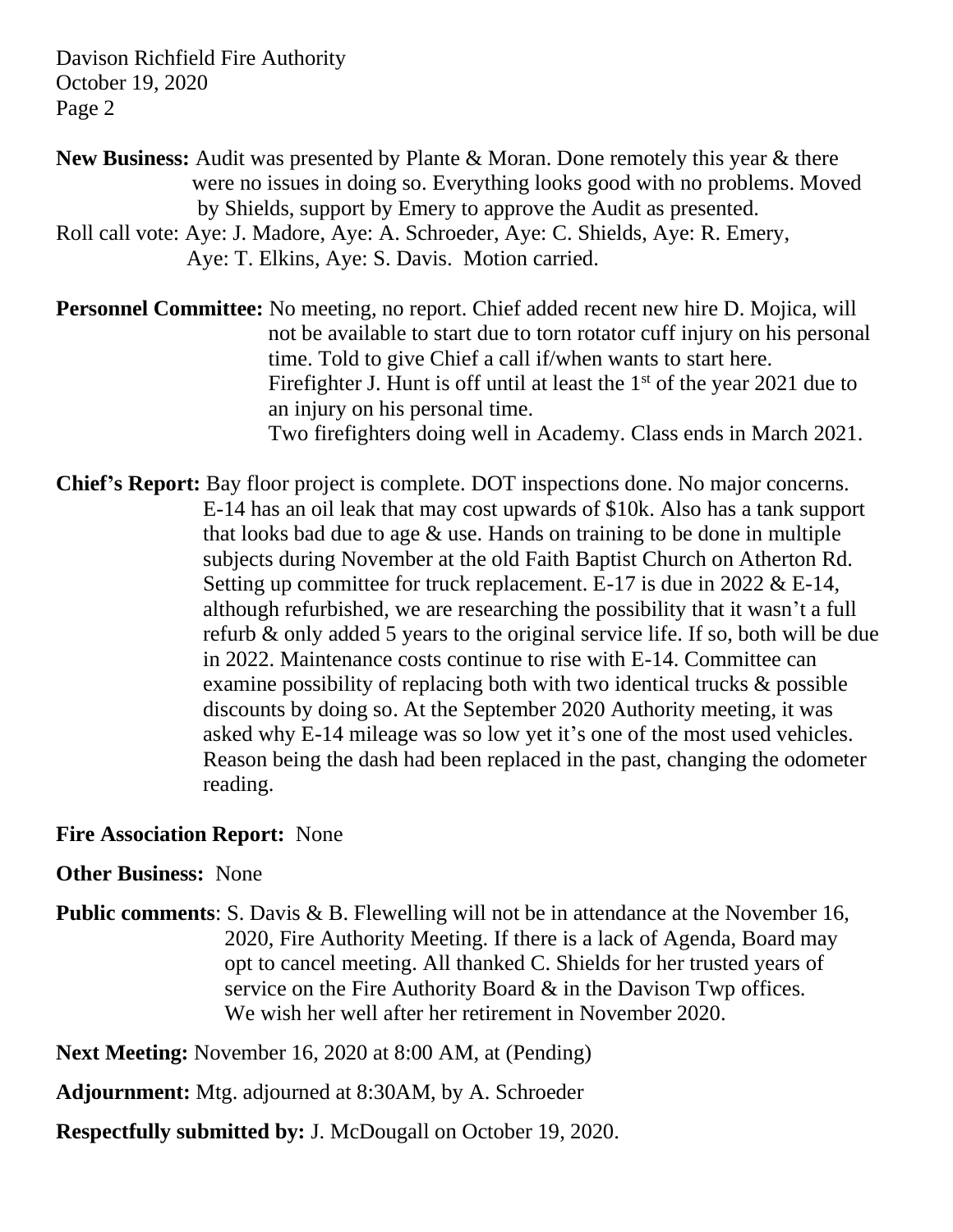**New Business:** Audit was presented by Plante & Moran. Done remotely this year & there were no issues in doing so. Everything looks good with no problems. Moved by Shields, support by Emery to approve the Audit as presented.

Roll call vote: Aye: J. Madore, Aye: A. Schroeder, Aye: C. Shields, Aye: R. Emery, Aye: T. Elkins, Aye: S. Davis. Motion carried.

**Personnel Committee:** No meeting, no report. Chief added recent new hire D. Mojica, will not be available to start due to torn rotator cuff injury on his personal time. Told to give Chief a call if/when wants to start here.
Firefighter J. Hunt is off until at least the 1st of the year 2021 due to an injury on his personal time.
Two firefighters doing well in Academy. Class ends in March 2021.

**Chief's Report:** Bay floor project is complete. DOT inspections done. No major concerns. E-14 has an oil leak that may cost upwards of $10k. Also has a tank support that looks bad due to age & use. Hands on training to be done in multiple subjects during November at the old Faith Baptist Church on Atherton Rd. Setting up committee for truck replacement. E-17 is due in 2022 & E-14, although refurbished, we are researching the possibility that it wasn't a full refurb & only added 5 years to the original service life. If so, both will be due in 2022. Maintenance costs continue to rise with E-14. Committee can examine possibility of replacing both with two identical trucks & possible discounts by doing so. At the September 2020 Authority meeting, it was asked why E-14 mileage was so low yet it's one of the most used vehicles. Reason being the dash had been replaced in the past, changing the odometer reading.

**Fire Association Report:** None

**Other Business:** None

**Public comments**: S. Davis & B. Flewelling will not be in attendance at the November 16, 2020, Fire Authority Meeting. If there is a lack of Agenda, Board may opt to cancel meeting. All thanked C. Shields for her trusted years of service on the Fire Authority Board & in the Davison Twp offices. We wish her well after her retirement in November 2020.

**Next Meeting:** November 16, 2020 at 8:00 AM, at (Pending)

**Adjournment:** Mtg. adjourned at 8:30AM, by A. Schroeder

**Respectfully submitted by:** J. McDougall on October 19, 2020.